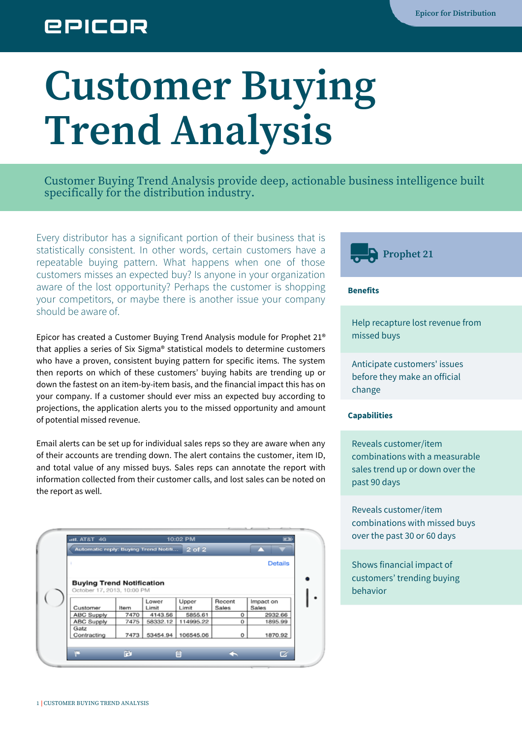# Customer Buying Trend Analysis

Customer Buying Trend Analysis provide deep, actionable business intelligence built specifically for the distribution industry.

Every distributor has a significant portion of their business that is statistically consistent. In other words, certain customers have a repeatable buying pattern. What happens when one of those customers misses an expected buy? Is anyone in your organization aware of the lost opportunity? Perhaps the customer is shopping your competitors, or maybe there is another issue your company should be aware of.

Epicor has created a Customer Buying Trend Analysis module for Prophet 21® that applies a series of Six Sigma® statistical models to determine customers who have a proven, consistent buying pattern for specific items. The system then reports on which of these customers' buying habits are trending up or down the fastest on an item-by-item basis, and the financial impact this has on your company. If a customer should ever miss an expected buy according to projections, the application alerts you to the missed opportunity and amount of potential missed revenue.

Email alerts can be set up for individual sales reps so they are aware when any of their accounts are trending down. The alert contains the customer, item ID, and total value of any missed buys. Sales reps can annotate the report with information collected from their customer calls, and lost sales can be noted on the report as well.

**Buying Trend Notification**
October 17, 2013, 10:00 PM

| Customer | Item | Lower Limit | Upper Limit | Recent Sales | Impact on Sales |
|---|---|---|---|---|---|
| ABC Supply | 7470 | 4143.56 | 5855.61 | 0 | 2932.66 |
| ABC Supply | 7475 | 58332.12 | 114995.22 | 0 | 1895.99 |
| Gatz Contracting | 7473 | 53454.94 | 106545.06 | 0 | 1870.92 |

## Prophet 21

**Benefits**

- Help recapture lost revenue from missed buys
- Anticipate customers' issues before they make an official change

**Capabilities**

- Reveals customer/item combinations with a measurable sales trend up or down over the past 90 days
- Reveals customer/item combinations with missed buys over the past 30 or 60 days
- Shows financial impact of customers' trending buying behavior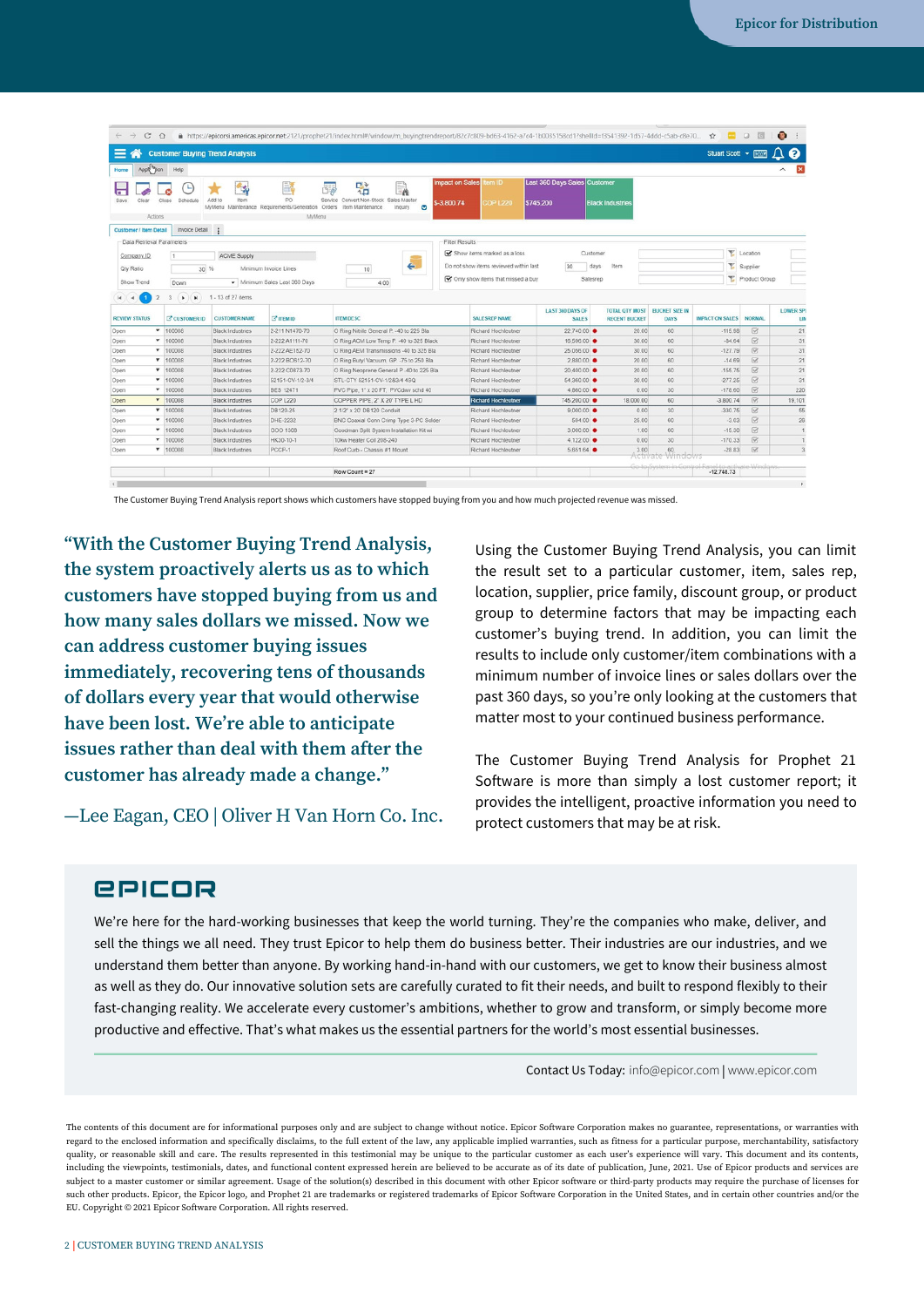The Customer Buying Trend Analysis report shows which customers have stopped buying from you and how much projected revenue was missed.

**"With the Customer Buying Trend Analysis, the system proactively alerts us as to which customers have stopped buying from us and how many sales dollars we missed. Now we can address customer buying issues immediately, recovering tens of thousands of dollars every year that would otherwise have been lost. We're able to anticipate issues rather than deal with them after the customer has already made a change."**

—Lee Eagan, CEO | Oliver H Van Horn Co. Inc.

Using the Customer Buying Trend Analysis, you can limit the result set to a particular customer, item, sales rep, location, supplier, price family, discount group, or product group to determine factors that may be impacting each customer's buying trend. In addition, you can limit the results to include only customer/item combinations with a minimum number of invoice lines or sales dollars over the past 360 days, so you're only looking at the customers that matter most to your continued business performance.

The Customer Buying Trend Analysis for Prophet 21 Software is more than simply a lost customer report; it provides the intelligent, proactive information you need to protect customers that may be at risk.

## EPICOR

We're here for the hard-working businesses that keep the world turning. They're the companies who make, deliver, and sell the things we all need. They trust Epicor to help them do business better. Their industries are our industries, and we understand them better than anyone. By working hand-in-hand with our customers, we get to know their business almost as well as they do. Our innovative solution sets are carefully curated to fit their needs, and built to respond flexibly to their fast-changing reality. We accelerate every customer's ambitions, whether to grow and transform, or simply become more productive and effective. That's what makes us the essential partners for the world's most essential businesses.

Contact Us Today: info@epicor.com | www.epicor.com

The contents of this document are for informational purposes only and are subject to change without notice. Epicor Software Corporation makes no guarantee, representations, or warranties with regard to the enclosed information and specifically disclaims, to the full extent of the law, any applicable implied warranties, such as fitness for a particular purpose, merchantability, satisfactory quality, or reasonable skill and care. The results represented in this testimonial may be unique to the particular customer as each user's experience will vary. This document and its contents, including the viewpoints, testimonials, dates, and functional content expressed herein are believed to be accurate as of its date of publication, June, 2021. Use of Epicor products and services are subject to a master customer or similar agreement. Usage of the solution(s) described in this document with other Epicor software or third-party products may require the purchase of licenses for such other products. Epicor, the Epicor logo, and Prophet 21 are trademarks or registered trademarks of Epicor Software Corporation in the United States, and in certain other countries and/or the EU. Copyright © 2021 Epicor Software Corporation. All rights reserved.